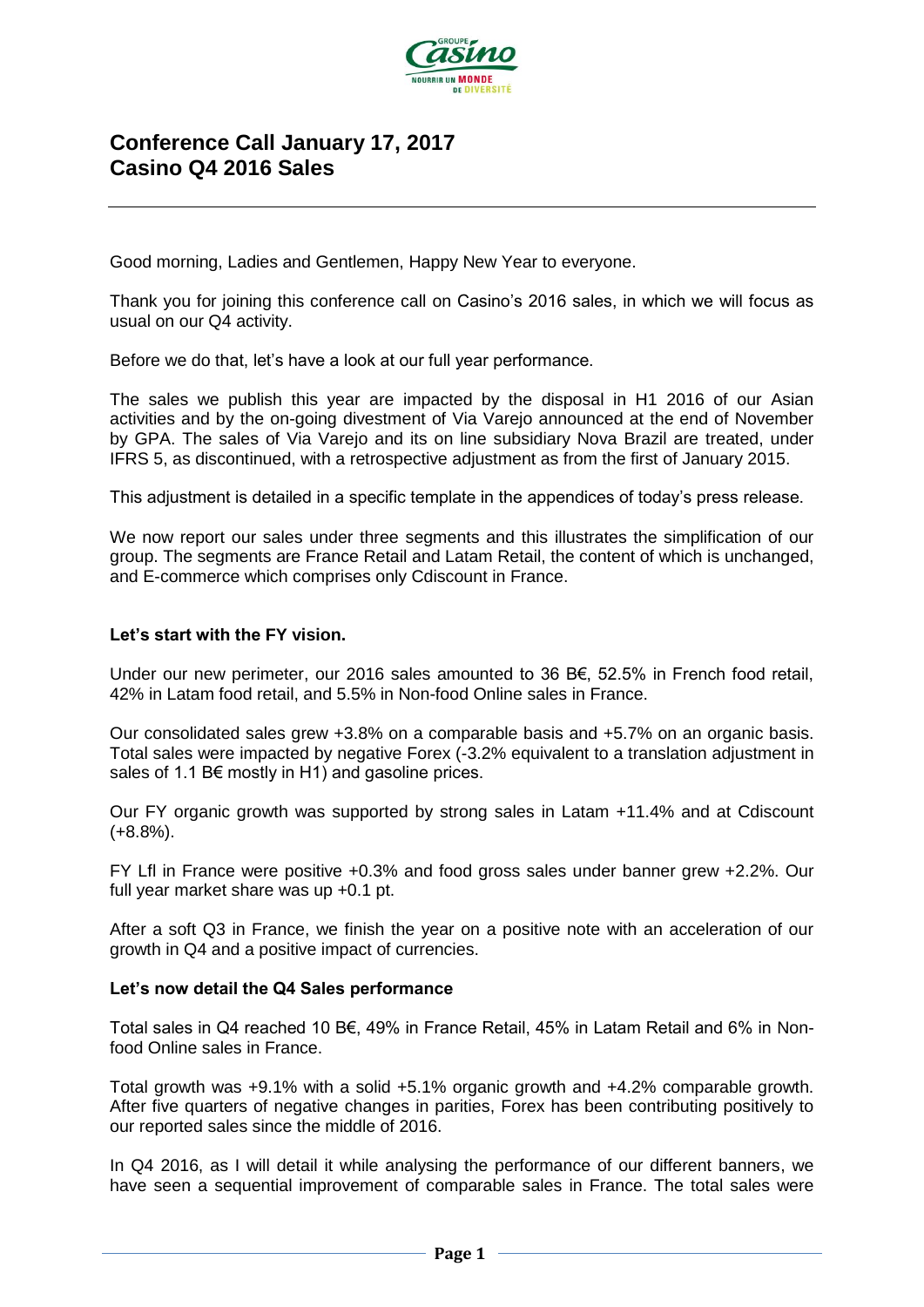# Conference Call January 17, 2017
# Casino Q4 2016 Sales

Good morning, Ladies and Gentlemen, Happy New Year to everyone.

Thank you for joining this conference call on Casino's 2016 sales, in which we will focus as usual on our Q4 activity.

Before we do that, let's have a look at our full year performance.

The sales we publish this year are impacted by the disposal in H1 2016 of our Asian activities and by the on-going divestment of Via Varejo announced at the end of November by GPA. The sales of Via Varejo and its on line subsidiary Nova Brazil are treated, under IFRS 5, as discontinued, with a retrospective adjustment as from the first of January 2015.

This adjustment is detailed in a specific template in the appendices of today's press release.

We now report our sales under three segments and this illustrates the simplification of our group. The segments are France Retail and Latam Retail, the content of which is unchanged, and E-commerce which comprises only Cdiscount in France.

**Let's start with the FY vision.**

Under our new perimeter, our 2016 sales amounted to 36 B€, 52.5% in French food retail, 42% in Latam food retail, and 5.5% in Non-food Online sales in France.

Our consolidated sales grew +3.8% on a comparable basis and +5.7% on an organic basis. Total sales were impacted by negative Forex (-3.2% equivalent to a translation adjustment in sales of 1.1 B€ mostly in H1) and gasoline prices.

Our FY organic growth was supported by strong sales in Latam +11.4% and at Cdiscount (+8.8%).

FY Lfl in France were positive +0.3% and food gross sales under banner grew +2.2%. Our full year market share was up +0.1 pt.

After a soft Q3 in France, we finish the year on a positive note with an acceleration of our growth in Q4 and a positive impact of currencies.

**Let's now detail the Q4 Sales performance**

Total sales in Q4 reached 10 B€, 49% in France Retail, 45% in Latam Retail and 6% in Non-food Online sales in France.

Total growth was +9.1% with a solid +5.1% organic growth and +4.2% comparable growth. After five quarters of negative changes in parities, Forex has been contributing positively to our reported sales since the middle of 2016.

In Q4 2016, as I will detail it while analysing the performance of our different banners, we have seen a sequential improvement of comparable sales in France. The total sales were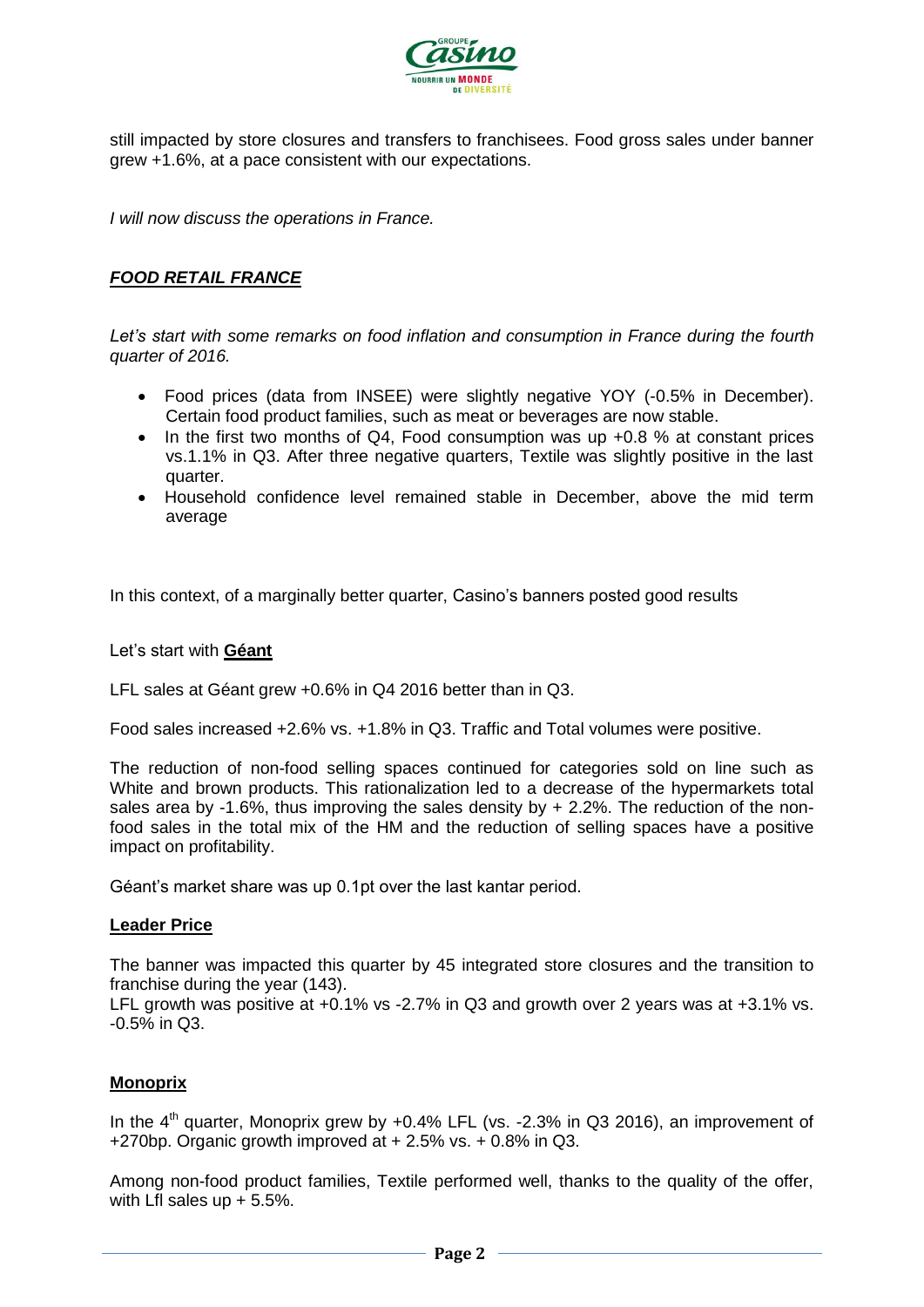still impacted by store closures and transfers to franchisees. Food gross sales under banner grew +1.6%, at a pace consistent with our expectations.

*I will now discuss the operations in France.*

## ***FOOD RETAIL FRANCE***

*Let's start with some remarks on food inflation and consumption in France during the fourth quarter of 2016.*

- Food prices (data from INSEE) were slightly negative YOY (-0.5% in December). Certain food product families, such as meat or beverages are now stable.
- In the first two months of Q4, Food consumption was up +0.8 % at constant prices vs.1.1% in Q3. After three negative quarters, Textile was slightly positive in the last quarter.
- Household confidence level remained stable in December, above the mid term average

In this context, of a marginally better quarter, Casino's banners posted good results

Let's start with **Géant**

LFL sales at Géant grew +0.6% in Q4 2016 better than in Q3.

Food sales increased +2.6% vs. +1.8% in Q3. Traffic and Total volumes were positive.

The reduction of non-food selling spaces continued for categories sold on line such as White and brown products. This rationalization led to a decrease of the hypermarkets total sales area by -1.6%, thus improving the sales density by + 2.2%. The reduction of the non-food sales in the total mix of the HM and the reduction of selling spaces have a positive impact on profitability.

Géant's market share was up 0.1pt over the last kantar period.

### **Leader Price**

The banner was impacted this quarter by 45 integrated store closures and the transition to franchise during the year (143).
LFL growth was positive at +0.1% vs -2.7% in Q3 and growth over 2 years was at +3.1% vs. -0.5% in Q3.

### **Monoprix**

In the 4th quarter, Monoprix grew by +0.4% LFL (vs. -2.3% in Q3 2016), an improvement of +270bp. Organic growth improved at + 2.5% vs. + 0.8% in Q3.

Among non-food product families, Textile performed well, thanks to the quality of the offer, with Lfl sales up + 5.5%.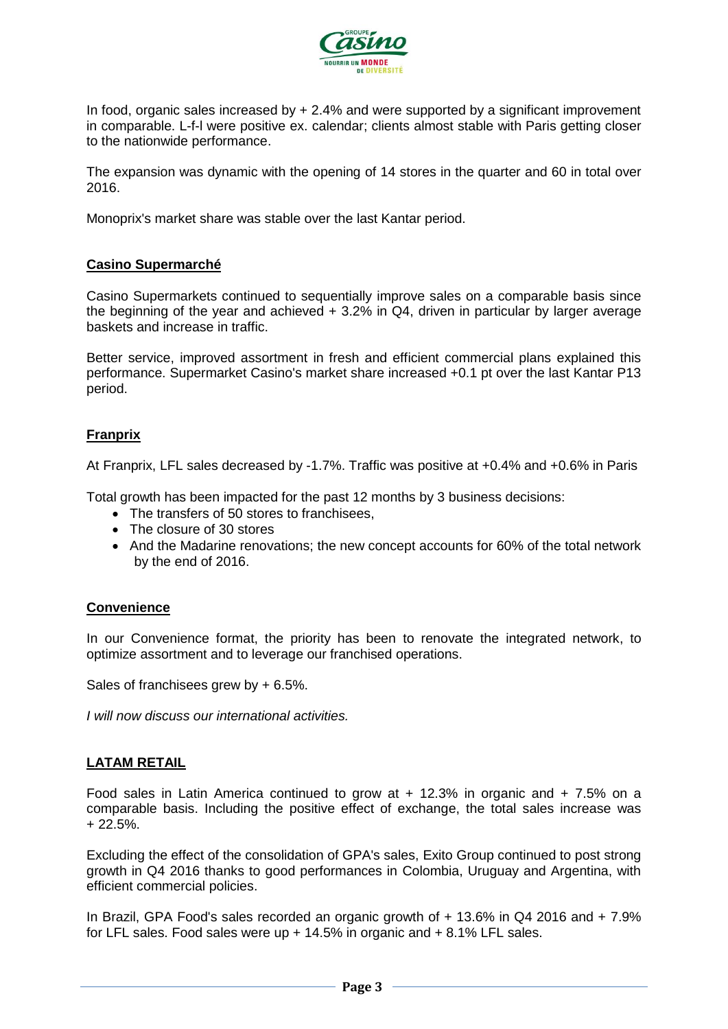In food, organic sales increased by + 2.4% and were supported by a significant improvement in comparable. L-f-l were positive ex. calendar; clients almost stable with Paris getting closer to the nationwide performance.

The expansion was dynamic with the opening of 14 stores in the quarter and 60 in total over 2016.

Monoprix's market share was stable over the last Kantar period.

## Casino Supermarché

Casino Supermarkets continued to sequentially improve sales on a comparable basis since the beginning of the year and achieved + 3.2% in Q4, driven in particular by larger average baskets and increase in traffic.

Better service, improved assortment in fresh and efficient commercial plans explained this performance. Supermarket Casino's market share increased +0.1 pt over the last Kantar P13 period.

## Franprix

At Franprix, LFL sales decreased by -1.7%. Traffic was positive at +0.4% and +0.6% in Paris

Total growth has been impacted for the past 12 months by 3 business decisions:

- The transfers of 50 stores to franchisees,
- The closure of 30 stores
- And the Madarine renovations; the new concept accounts for 60% of the total network by the end of 2016.

## Convenience

In our Convenience format, the priority has been to renovate the integrated network, to optimize assortment and to leverage our franchised operations.

Sales of franchisees grew by + 6.5%.

*I will now discuss our international activities.*

## LATAM RETAIL

Food sales in Latin America continued to grow at + 12.3% in organic and + 7.5% on a comparable basis. Including the positive effect of exchange, the total sales increase was + 22.5%.

Excluding the effect of the consolidation of GPA's sales, Exito Group continued to post strong growth in Q4 2016 thanks to good performances in Colombia, Uruguay and Argentina, with efficient commercial policies.

In Brazil, GPA Food's sales recorded an organic growth of + 13.6% in Q4 2016 and + 7.9% for LFL sales. Food sales were up + 14.5% in organic and + 8.1% LFL sales.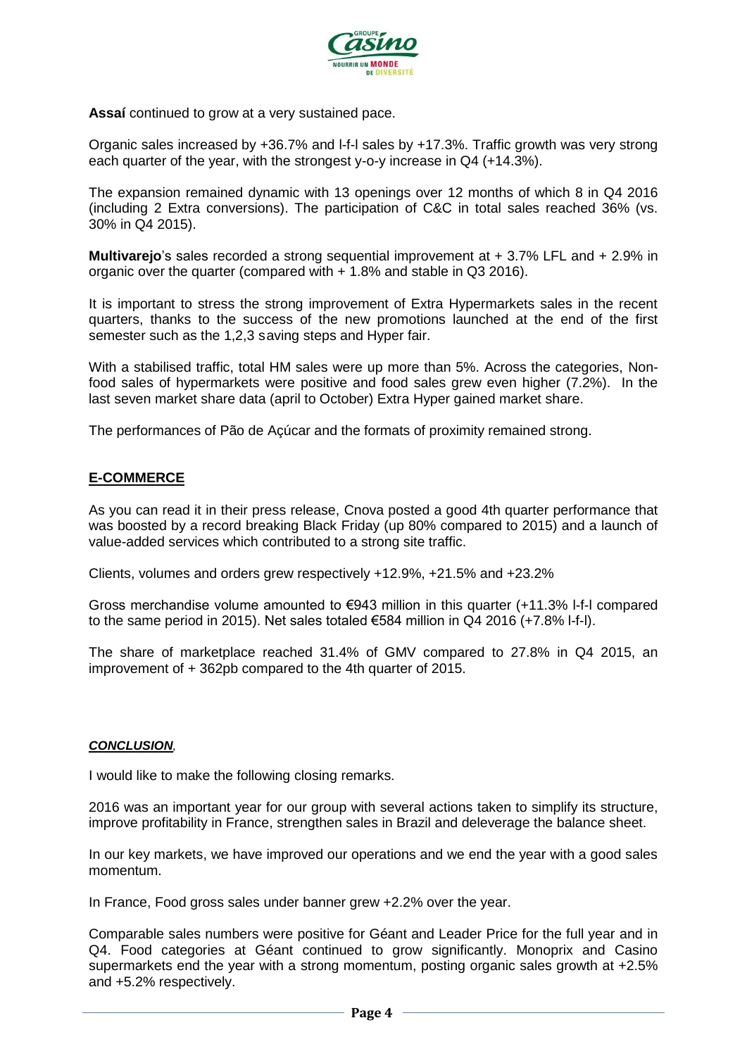**Assaí** continued to grow at a very sustained pace.

Organic sales increased by +36.7% and l-f-l sales by +17.3%. Traffic growth was very strong each quarter of the year, with the strongest y-o-y increase in Q4 (+14.3%).

The expansion remained dynamic with 13 openings over 12 months of which 8 in Q4 2016 (including 2 Extra conversions). The participation of C&C in total sales reached 36% (vs. 30% in Q4 2015).

**Multivarejo**'s sales recorded a strong sequential improvement at + 3.7% LFL and + 2.9% in organic over the quarter (compared with + 1.8% and stable in Q3 2016).

It is important to stress the strong improvement of Extra Hypermarkets sales in the recent quarters, thanks to the success of the new promotions launched at the end of the first semester such as the 1,2,3 saving steps and Hyper fair.

With a stabilised traffic, total HM sales were up more than 5%. Across the categories, Non-food sales of hypermarkets were positive and food sales grew even higher (7.2%). In the last seven market share data (april to October) Extra Hyper gained market share.

The performances of Pão de Açúcar and the formats of proximity remained strong.

## E-COMMERCE

As you can read it in their press release, Cnova posted a good 4th quarter performance that was boosted by a record breaking Black Friday (up 80% compared to 2015) and a launch of value-added services which contributed to a strong site traffic.

Clients, volumes and orders grew respectively +12.9%, +21.5% and +23.2%

Gross merchandise volume amounted to €943 million in this quarter (+11.3% l-f-l compared to the same period in 2015). Net sales totaled €584 million in Q4 2016 (+7.8% l-f-l).

The share of marketplace reached 31.4% of GMV compared to 27.8% in Q4 2015, an improvement of + 362pb compared to the 4th quarter of 2015.

## *CONCLUSION*,

I would like to make the following closing remarks.

2016 was an important year for our group with several actions taken to simplify its structure, improve profitability in France, strengthen sales in Brazil and deleverage the balance sheet.

In our key markets, we have improved our operations and we end the year with a good sales momentum.

In France, Food gross sales under banner grew +2.2% over the year.

Comparable sales numbers were positive for Géant and Leader Price for the full year and in Q4. Food categories at Géant continued to grow significantly. Monoprix and Casino supermarkets end the year with a strong momentum, posting organic sales growth at +2.5% and +5.2% respectively.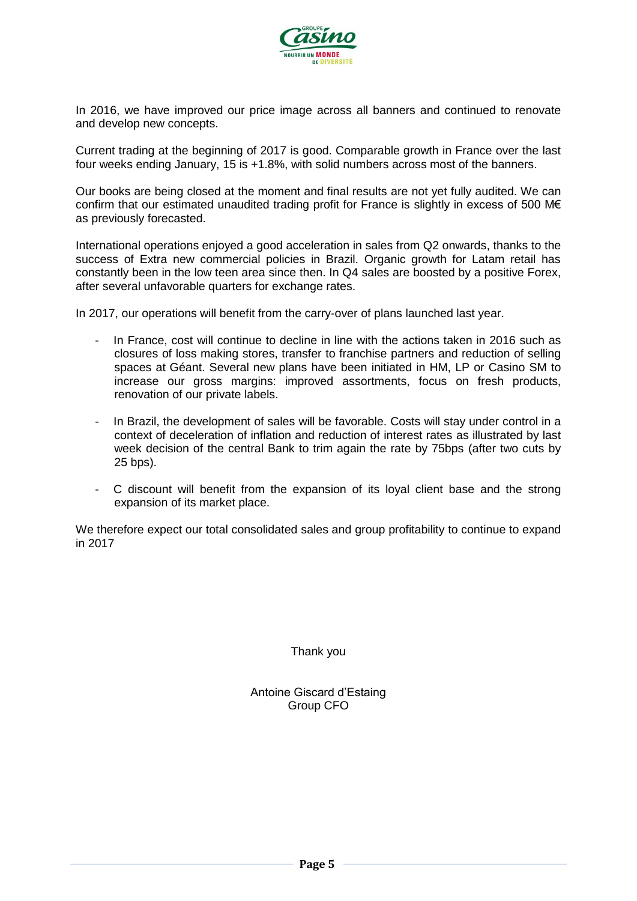In 2016, we have improved our price image across all banners and continued to renovate and develop new concepts.

Current trading at the beginning of 2017 is good. Comparable growth in France over the last four weeks ending January, 15 is +1.8%, with solid numbers across most of the banners.

Our books are being closed at the moment and final results are not yet fully audited. We can confirm that our estimated unaudited trading profit for France is slightly in excess of 500 M€ as previously forecasted.

International operations enjoyed a good acceleration in sales from Q2 onwards, thanks to the success of Extra new commercial policies in Brazil. Organic growth for Latam retail has constantly been in the low teen area since then. In Q4 sales are boosted by a positive Forex, after several unfavorable quarters for exchange rates.

In 2017, our operations will benefit from the carry-over of plans launched last year.

- In France, cost will continue to decline in line with the actions taken in 2016 such as closures of loss making stores, transfer to franchise partners and reduction of selling spaces at Géant. Several new plans have been initiated in HM, LP or Casino SM to increase our gross margins: improved assortments, focus on fresh products, renovation of our private labels.
- In Brazil, the development of sales will be favorable. Costs will stay under control in a context of deceleration of inflation and reduction of interest rates as illustrated by last week decision of the central Bank to trim again the rate by 75bps (after two cuts by 25 bps).
- C discount will benefit from the expansion of its loyal client base and the strong expansion of its market place.

We therefore expect our total consolidated sales and group profitability to continue to expand in 2017

Thank you

Antoine Giscard d'Estaing
Group CFO